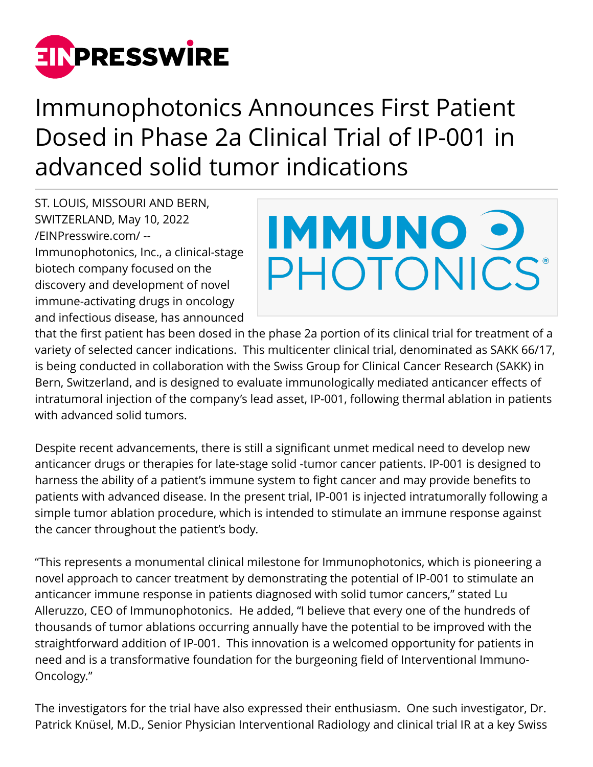# Immunophotonics Announces First Patient Dosed in Phase 2a Clinical Trial of IP-001 in advanced solid tumor indications

ST. LOUIS, MISSOURI AND BERN, SWITZERLAND, May 10, 2022 /EINPresswire.com/ -- Immunophotonics, Inc., a clinical-stage biotech company focused on the discovery and development of novel immune-activating drugs in oncology and infectious disease, has announced that the first patient has been dosed in the phase 2a portion of its clinical trial for treatment of a variety of selected cancer indications. This multicenter clinical trial, denominated as SAKK 66/17, is being conducted in collaboration with the Swiss Group for Clinical Cancer Research (SAKK) in Bern, Switzerland, and is designed to evaluate immunologically mediated anticancer effects of intratumoral injection of the company's lead asset, IP-001, following thermal ablation in patients with advanced solid tumors.

Despite recent advancements, there is still a significant unmet medical need to develop new anticancer drugs or therapies for late-stage solid -tumor cancer patients. IP-001 is designed to harness the ability of a patient's immune system to fight cancer and may provide benefits to patients with advanced disease. In the present trial, IP-001 is injected intratumorally following a simple tumor ablation procedure, which is intended to stimulate an immune response against the cancer throughout the patient's body.

"This represents a monumental clinical milestone for Immunophotonics, which is pioneering a novel approach to cancer treatment by demonstrating the potential of IP-001 to stimulate an anticancer immune response in patients diagnosed with solid tumor cancers," stated Lu Alleruzzo, CEO of Immunophotonics. He added, "I believe that every one of the hundreds of thousands of tumor ablations occurring annually have the potential to be improved with the straightforward addition of IP-001. This innovation is a welcomed opportunity for patients in need and is a transformative foundation for the burgeoning field of Interventional Immuno-Oncology."

The investigators for the trial have also expressed their enthusiasm. One such investigator, Dr. Patrick Knüsel, M.D., Senior Physician Interventional Radiology and clinical trial IR at a key Swiss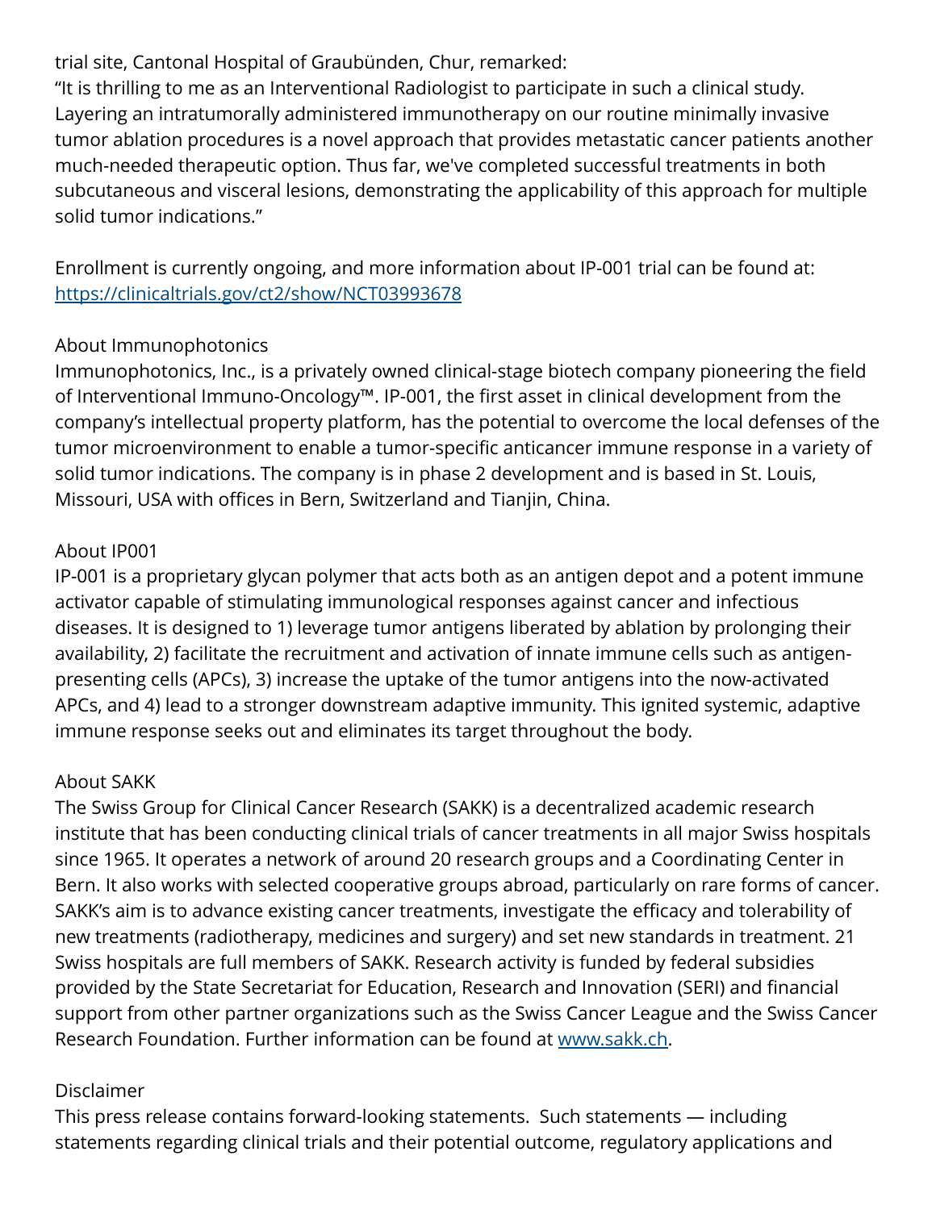trial site, Cantonal Hospital of Graubünden, Chur, remarked:
"It is thrilling to me as an Interventional Radiologist to participate in such a clinical study. Layering an intratumorally administered immunotherapy on our routine minimally invasive tumor ablation procedures is a novel approach that provides metastatic cancer patients another much-needed therapeutic option. Thus far, we've completed successful treatments in both subcutaneous and visceral lesions, demonstrating the applicability of this approach for multiple solid tumor indications."

Enrollment is currently ongoing, and more information about IP-001 trial can be found at: [https://clinicaltrials.gov/ct2/show/NCT03993678](https://clinicaltrials.gov/ct2/show/NCT03993678)

About Immunophotonics
Immunophotonics, Inc., is a privately owned clinical-stage biotech company pioneering the field of Interventional Immuno-Oncology™. IP-001, the first asset in clinical development from the company's intellectual property platform, has the potential to overcome the local defenses of the tumor microenvironment to enable a tumor-specific anticancer immune response in a variety of solid tumor indications. The company is in phase 2 development and is based in St. Louis, Missouri, USA with offices in Bern, Switzerland and Tianjin, China.

About IP001
IP-001 is a proprietary glycan polymer that acts both as an antigen depot and a potent immune activator capable of stimulating immunological responses against cancer and infectious diseases. It is designed to 1) leverage tumor antigens liberated by ablation by prolonging their availability, 2) facilitate the recruitment and activation of innate immune cells such as antigen-presenting cells (APCs), 3) increase the uptake of the tumor antigens into the now-activated APCs, and 4) lead to a stronger downstream adaptive immunity. This ignited systemic, adaptive immune response seeks out and eliminates its target throughout the body.

About SAKK
The Swiss Group for Clinical Cancer Research (SAKK) is a decentralized academic research institute that has been conducting clinical trials of cancer treatments in all major Swiss hospitals since 1965. It operates a network of around 20 research groups and a Coordinating Center in Bern. It also works with selected cooperative groups abroad, particularly on rare forms of cancer. SAKK's aim is to advance existing cancer treatments, investigate the efficacy and tolerability of new treatments (radiotherapy, medicines and surgery) and set new standards in treatment. 21 Swiss hospitals are full members of SAKK. Research activity is funded by federal subsidies provided by the State Secretariat for Education, Research and Innovation (SERI) and financial support from other partner organizations such as the Swiss Cancer League and the Swiss Cancer Research Foundation. Further information can be found at [www.sakk.ch](www.sakk.ch).

Disclaimer
This press release contains forward-looking statements. Such statements — including statements regarding clinical trials and their potential outcome, regulatory applications and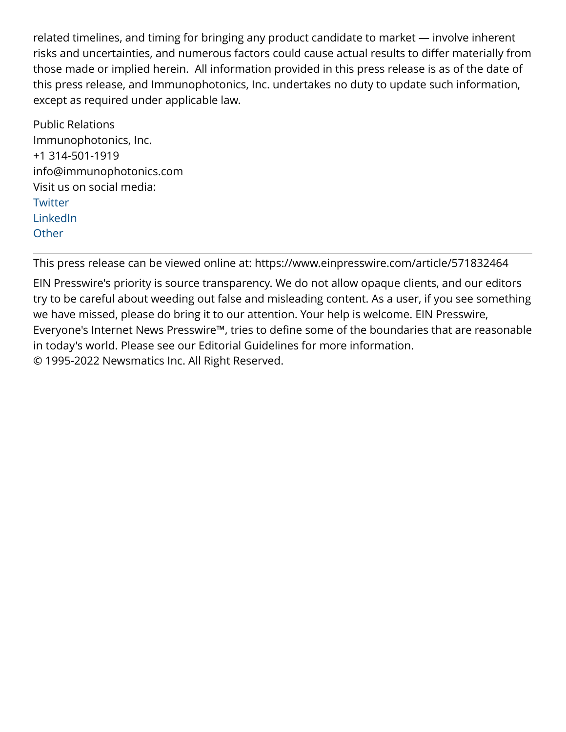related timelines, and timing for bringing any product candidate to market — involve inherent risks and uncertainties, and numerous factors could cause actual results to differ materially from those made or implied herein.  All information provided in this press release is as of the date of this press release, and Immunophotonics, Inc. undertakes no duty to update such information, except as required under applicable law.

Public Relations
Immunophotonics, Inc.
+1 314-501-1919
info@immunophotonics.com
Visit us on social media:
Twitter
LinkedIn
Other

---

This press release can be viewed online at: https://www.einpresswire.com/article/571832464

EIN Presswire's priority is source transparency. We do not allow opaque clients, and our editors try to be careful about weeding out false and misleading content. As a user, if you see something we have missed, please do bring it to our attention. Your help is welcome. EIN Presswire, Everyone's Internet News Presswire™, tries to define some of the boundaries that are reasonable in today's world. Please see our Editorial Guidelines for more information.
© 1995-2022 Newsmatics Inc. All Right Reserved.